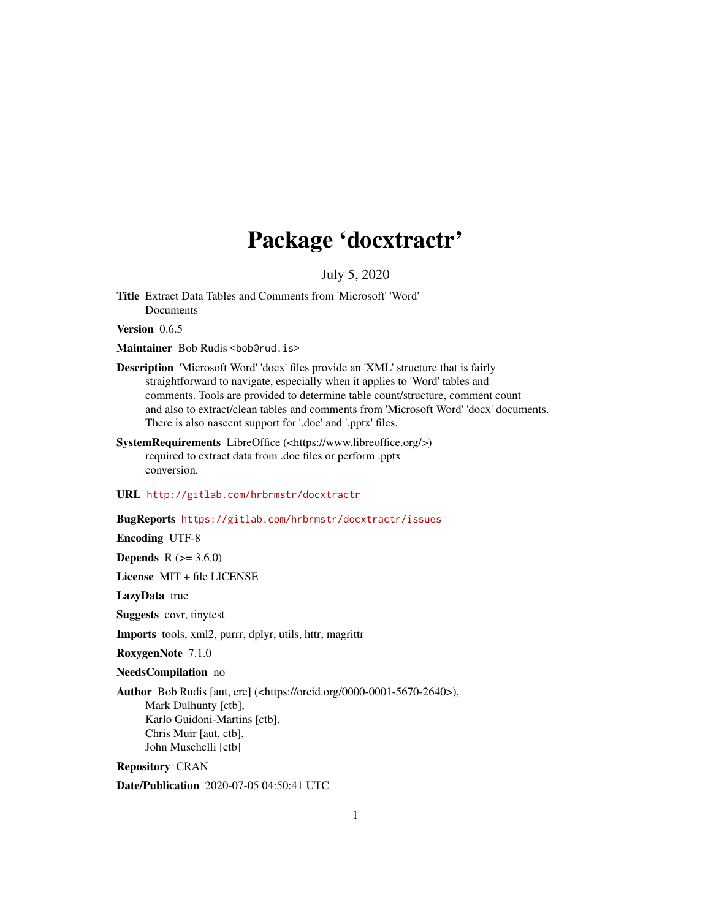# Package 'docxtractr'

July 5, 2020

**Title** Extract Data Tables and Comments from 'Microsoft' 'Word' Documents

**Version** 0.6.5

**Maintainer** Bob Rudis <bob@rud.is>

**Description** 'Microsoft Word' 'docx' files provide an 'XML' structure that is fairly straightforward to navigate, especially when it applies to 'Word' tables and comments. Tools are provided to determine table count/structure, comment count and also to extract/clean tables and comments from 'Microsoft Word' 'docx' documents. There is also nascent support for '.doc' and '.pptx' files.

**SystemRequirements** LibreOffice (<https://www.libreoffice.org/>) required to extract data from .doc files or perform .pptx conversion.

**URL** http://gitlab.com/hrbrmstr/docxtractr

**BugReports** https://gitlab.com/hrbrmstr/docxtractr/issues

**Encoding** UTF-8

**Depends** R (>= 3.6.0)

**License** MIT + file LICENSE

**LazyData** true

**Suggests** covr, tinytest

**Imports** tools, xml2, purrr, dplyr, utils, httr, magrittr

**RoxygenNote** 7.1.0

**NeedsCompilation** no

**Author** Bob Rudis [aut, cre] (<https://orcid.org/0000-0001-5670-2640>), Mark Dulhunty [ctb], Karlo Guidoni-Martins [ctb], Chris Muir [aut, ctb], John Muschelli [ctb]

**Repository** CRAN

**Date/Publication** 2020-07-05 04:50:41 UTC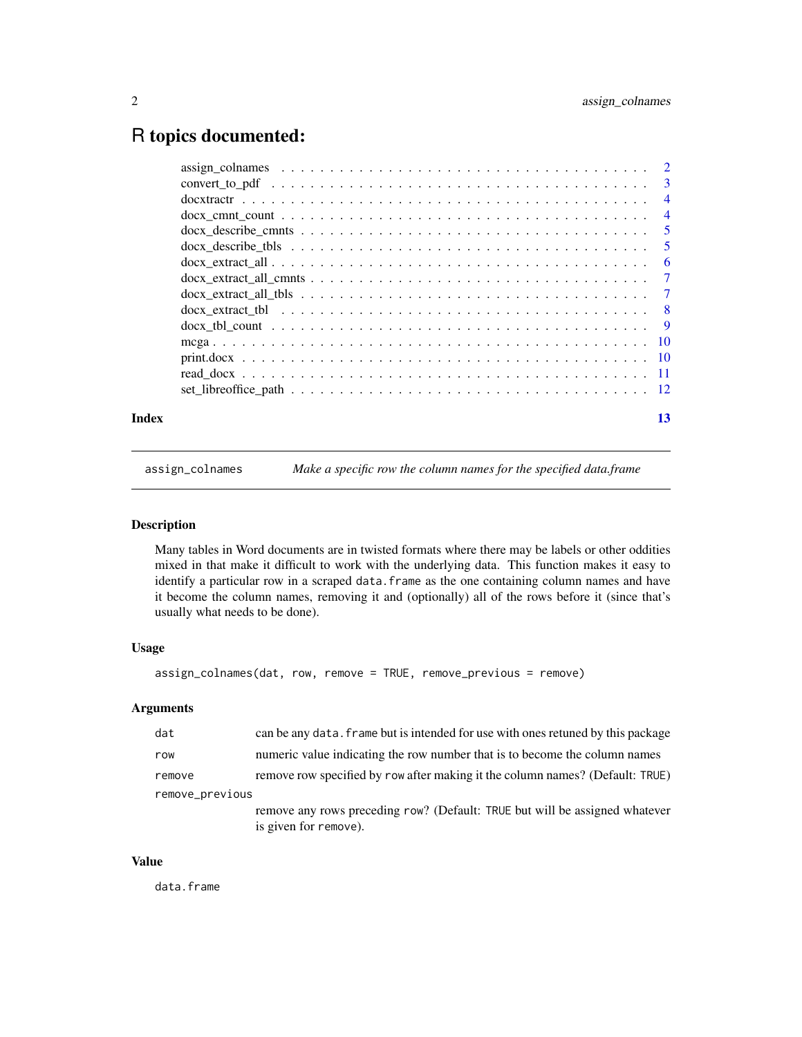# R topics documented:

| | |
|---|---|
| assign_colnames | 2 |
| convert_to_pdf | 3 |
| docxtractr | 4 |
| docx_cmnt_count | 4 |
| docx_describe_cmnts | 5 |
| docx_describe_tbls | 5 |
| docx_extract_all | 6 |
| docx_extract_all_cmnts | 7 |
| docx_extract_all_tbls | 7 |
| docx_extract_tbl | 8 |
| docx_tbl_count | 9 |
| mcga | 10 |
| print.docx | 10 |
| read_docx | 11 |
| set_libreoffice_path | 12 |
| **Index** | **13** |

---

`assign_colnames` *Make a specific row the column names for the specified data.frame*

---

### Description

Many tables in Word documents are in twisted formats where there may be labels or other oddities mixed in that make it difficult to work with the underlying data. This function makes it easy to identify a particular row in a scraped `data.frame` as the one containing column names and have it become the column names, removing it and (optionally) all of the rows before it (since that's usually what needs to be done).

### Usage

```
assign_colnames(dat, row, remove = TRUE, remove_previous = remove)
```

### Arguments

| | |
|---|---|
| `dat` | can be any `data.frame` but is intended for use with ones retuned by this package |
| `row` | numeric value indicating the row number that is to become the column names |
| `remove` | remove row specified by `row` after making it the column names? (Default: `TRUE`) |
| `remove_previous` | remove any rows preceding `row`? (Default: `TRUE` but will be assigned whatever is given for `remove`). |

### Value

`data.frame`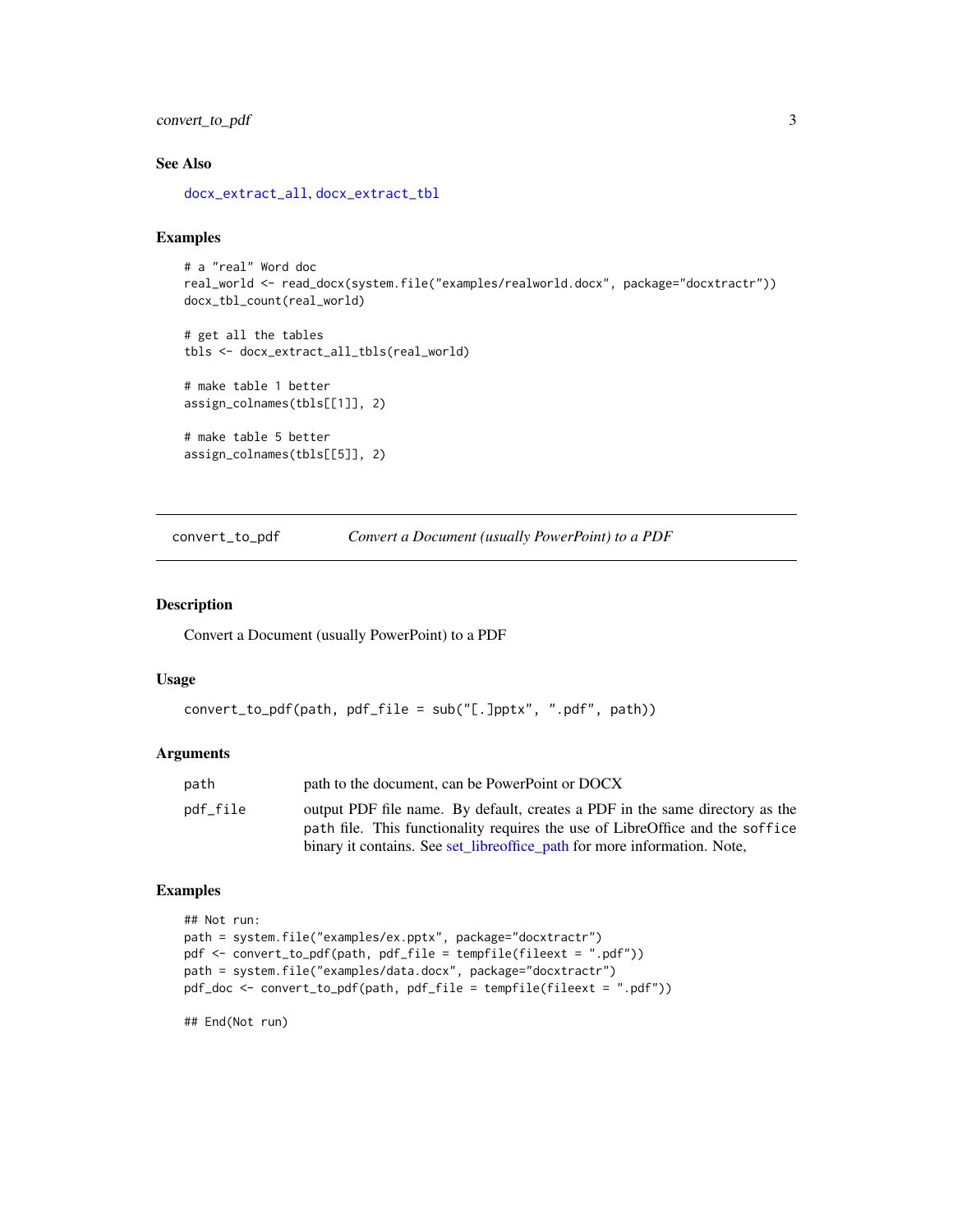## See Also

`docx_extract_all`, `docx_extract_tbl`

## Examples

```
# a "real" Word doc
real_world <- read_docx(system.file("examples/realworld.docx", package="docxtractr"))
docx_tbl_count(real_world)

# get all the tables
tbls <- docx_extract_all_tbls(real_world)

# make table 1 better
assign_colnames(tbls[[1]], 2)

# make table 5 better
assign_colnames(tbls[[5]], 2)
```

---

# convert_to_pdf — *Convert a Document (usually PowerPoint) to a PDF*

## Description

Convert a Document (usually PowerPoint) to a PDF

## Usage

```
convert_to_pdf(path, pdf_file = sub("[.]pptx", ".pdf", path))
```

## Arguments

| | |
|---|---|
| `path` | path to the document, can be PowerPoint or DOCX |
| `pdf_file` | output PDF file name. By default, creates a PDF in the same directory as the `path` file. This functionality requires the use of LibreOffice and the `soffice` binary it contains. See set_libreoffice_path for more information. Note, |

## Examples

```
## Not run:
path = system.file("examples/ex.pptx", package="docxtractr")
pdf <- convert_to_pdf(path, pdf_file = tempfile(fileext = ".pdf"))
path = system.file("examples/data.docx", package="docxtractr")
pdf_doc <- convert_to_pdf(path, pdf_file = tempfile(fileext = ".pdf"))

## End(Not run)
```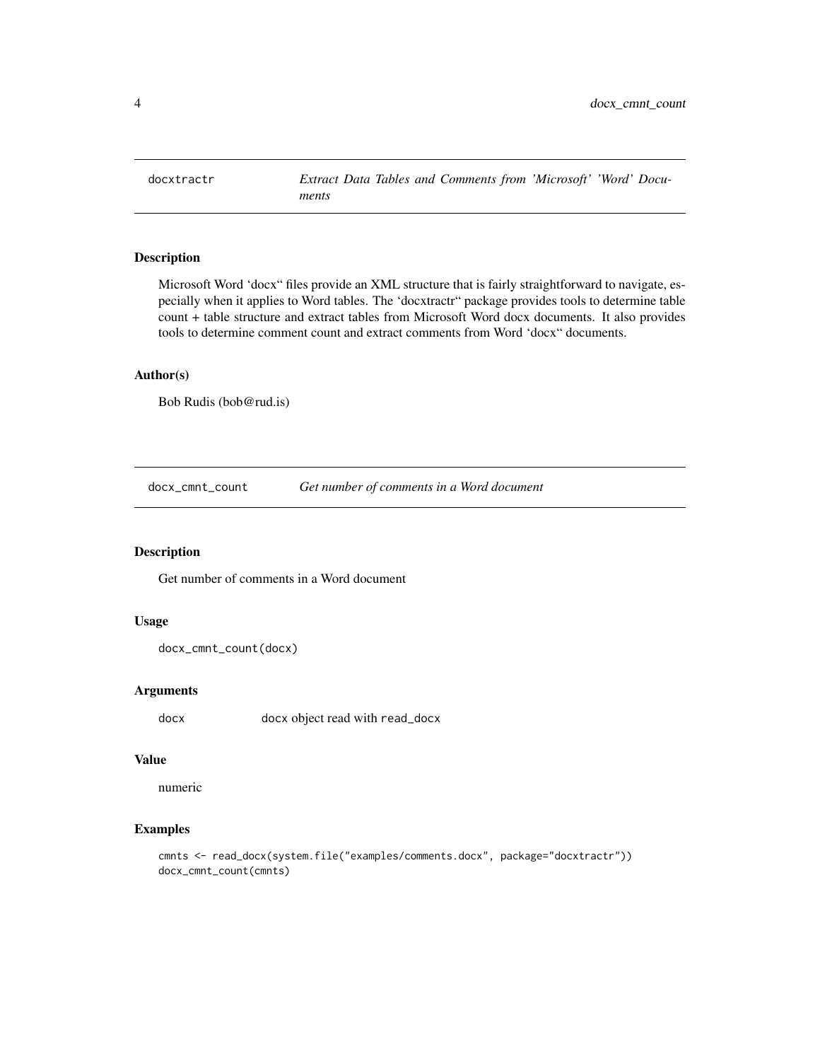## docxtractr — *Extract Data Tables and Comments from 'Microsoft' 'Word' Documents*

### Description

Microsoft Word 'docx" files provide an XML structure that is fairly straightforward to navigate, especially when it applies to Word tables. The 'docxtractr" package provides tools to determine table count + table structure and extract tables from Microsoft Word docx documents. It also provides tools to determine comment count and extract comments from Word 'docx" documents.

### Author(s)

Bob Rudis (bob@rud.is)

## docx_cmnt_count — *Get number of comments in a Word document*

### Description

Get number of comments in a Word document

### Usage

```
docx_cmnt_count(docx)
```

### Arguments

| | |
|---|---|
| docx | docx object read with read_docx |

### Value

numeric

### Examples

```
cmnts <- read_docx(system.file("examples/comments.docx", package="docxtractr"))
docx_cmnt_count(cmnts)
```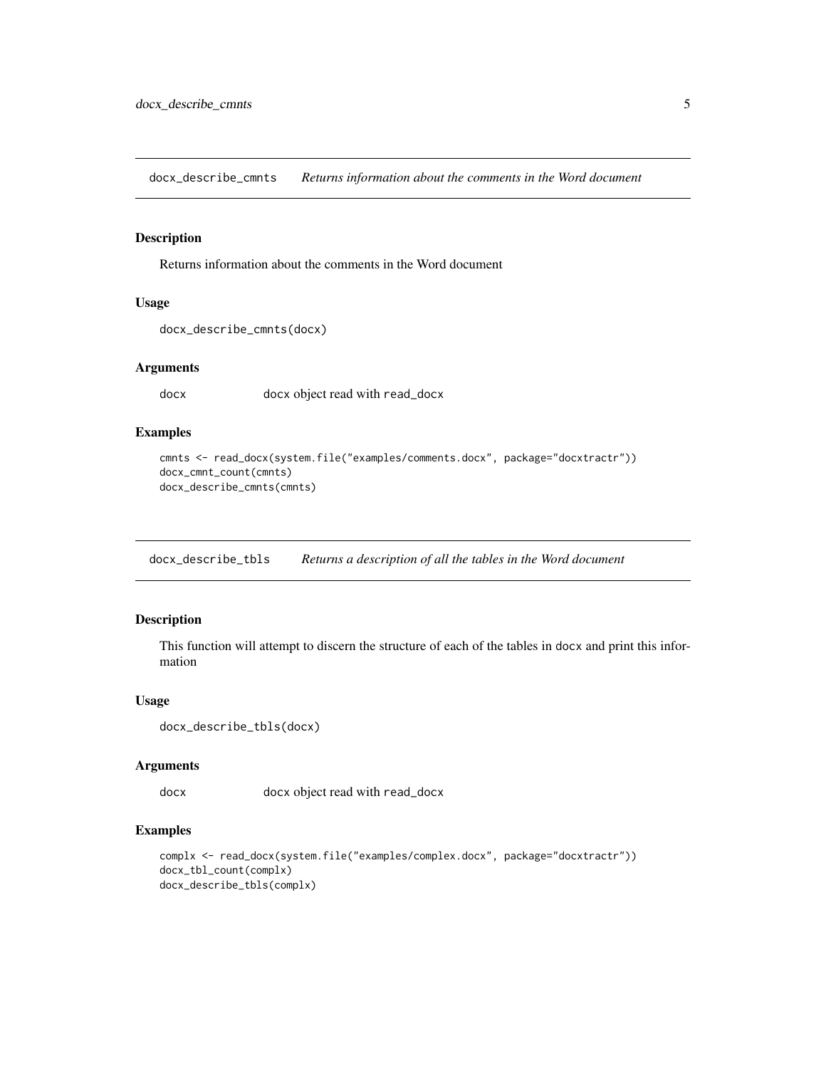## docx_describe_cmnts    *Returns information about the comments in the Word document*

### Description

Returns information about the comments in the Word document

### Usage

```
docx_describe_cmnts(docx)
```

### Arguments

| | |
|---|---|
| docx | docx object read with read_docx |

### Examples

```
cmnts <- read_docx(system.file("examples/comments.docx", package="docxtractr"))
docx_cmnt_count(cmnts)
docx_describe_cmnts(cmnts)
```

## docx_describe_tbls    *Returns a description of all the tables in the Word document*

### Description

This function will attempt to discern the structure of each of the tables in docx and print this information

### Usage

```
docx_describe_tbls(docx)
```

### Arguments

| | |
|---|---|
| docx | docx object read with read_docx |

### Examples

```
complx <- read_docx(system.file("examples/complex.docx", package="docxtractr"))
docx_tbl_count(complx)
docx_describe_tbls(complx)
```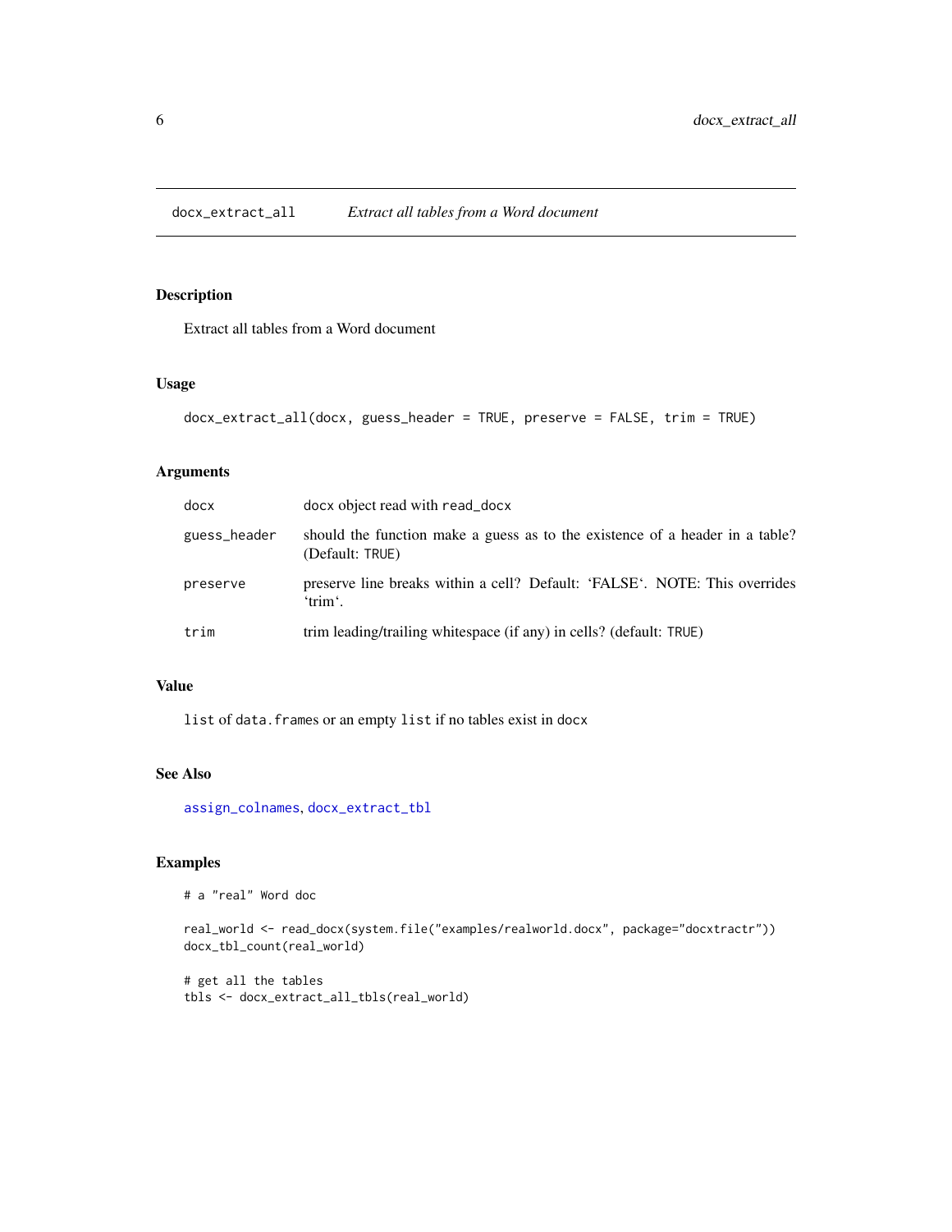## docx_extract_all — *Extract all tables from a Word document*

### Description

Extract all tables from a Word document

### Usage

```
docx_extract_all(docx, guess_header = TRUE, preserve = FALSE, trim = TRUE)
```

### Arguments

| | |
|---|---|
| `docx` | docx object read with `read_docx` |
| `guess_header` | should the function make a guess as to the existence of a header in a table? (Default: `TRUE`) |
| `preserve` | preserve line breaks within a cell? Default: 'FALSE'. NOTE: This overrides 'trim'. |
| `trim` | trim leading/trailing whitespace (if any) in cells? (default: `TRUE`) |

### Value

`list` of `data.frame`s or an empty `list` if no tables exist in `docx`

### See Also

`assign_colnames`, `docx_extract_tbl`

### Examples

```
# a "real" Word doc

real_world <- read_docx(system.file("examples/realworld.docx", package="docxtractr"))
docx_tbl_count(real_world)

# get all the tables
tbls <- docx_extract_all_tbls(real_world)
```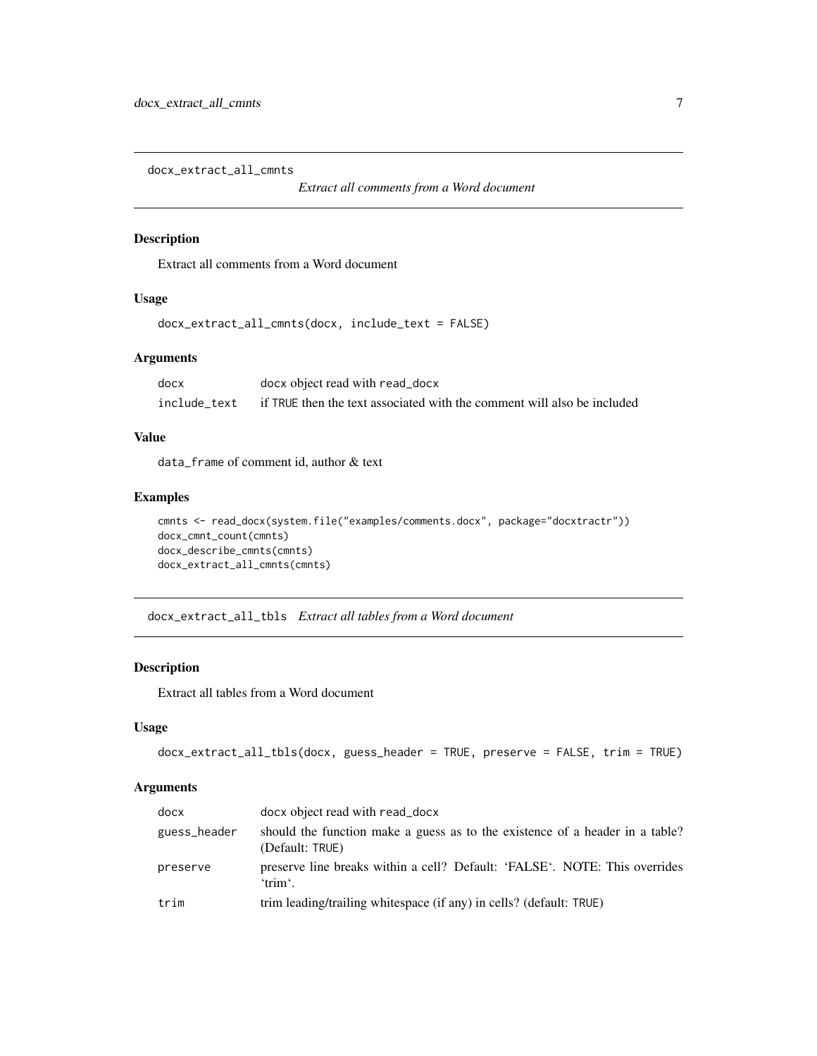## docx_extract_all_cmnts

*Extract all comments from a Word document*

### Description

Extract all comments from a Word document

### Usage

```
docx_extract_all_cmnts(docx, include_text = FALSE)
```

### Arguments

| | |
|---|---|
| `docx` | `docx` object read with `read_docx` |
| `include_text` | if `TRUE` then the text associated with the comment will also be included |

### Value

`data_frame` of comment id, author & text

### Examples

```
cmnts <- read_docx(system.file("examples/comments.docx", package="docxtractr"))
docx_cmnt_count(cmnts)
docx_describe_cmnts(cmnts)
docx_extract_all_cmnts(cmnts)
```

## docx_extract_all_tbls

*Extract all tables from a Word document*

### Description

Extract all tables from a Word document

### Usage

```
docx_extract_all_tbls(docx, guess_header = TRUE, preserve = FALSE, trim = TRUE)
```

### Arguments

| | |
|---|---|
| `docx` | `docx` object read with `read_docx` |
| `guess_header` | should the function make a guess as to the existence of a header in a table? (Default: `TRUE`) |
| `preserve` | preserve line breaks within a cell? Default: 'FALSE'. NOTE: This overrides 'trim'. |
| `trim` | trim leading/trailing whitespace (if any) in cells? (default: `TRUE`) |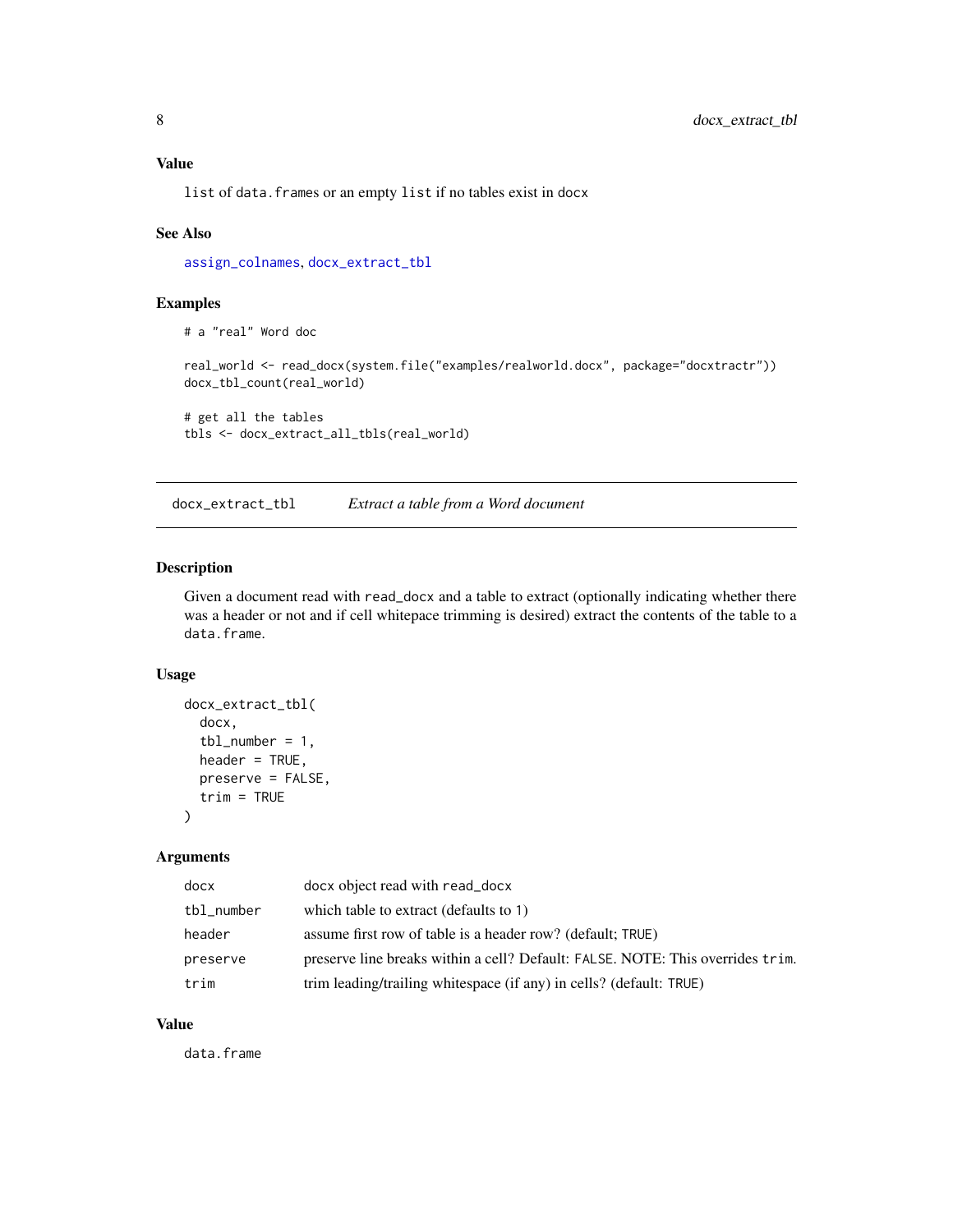### Value

`list` of `data.frames` or an empty `list` if no tables exist in `docx`

### See Also

assign_colnames, docx_extract_tbl

### Examples

```
# a "real" Word doc

real_world <- read_docx(system.file("examples/realworld.docx", package="docxtractr"))
docx_tbl_count(real_world)

# get all the tables
tbls <- docx_extract_all_tbls(real_world)
```

---

## docx_extract_tbl *Extract a table from a Word document*

### Description

Given a document read with `read_docx` and a table to extract (optionally indicating whether there was a header or not and if cell whitepace trimming is desired) extract the contents of the table to a `data.frame`.

### Usage

```
docx_extract_tbl(
  docx,
  tbl_number = 1,
  header = TRUE,
  preserve = FALSE,
  trim = TRUE
)
```

### Arguments

| | |
|---|---|
| docx | docx object read with `read_docx` |
| tbl_number | which table to extract (defaults to 1) |
| header | assume first row of table is a header row? (default; `TRUE`) |
| preserve | preserve line breaks within a cell? Default: `FALSE`. NOTE: This overrides `trim`. |
| trim | trim leading/trailing whitespace (if any) in cells? (default: `TRUE`) |

### Value

`data.frame`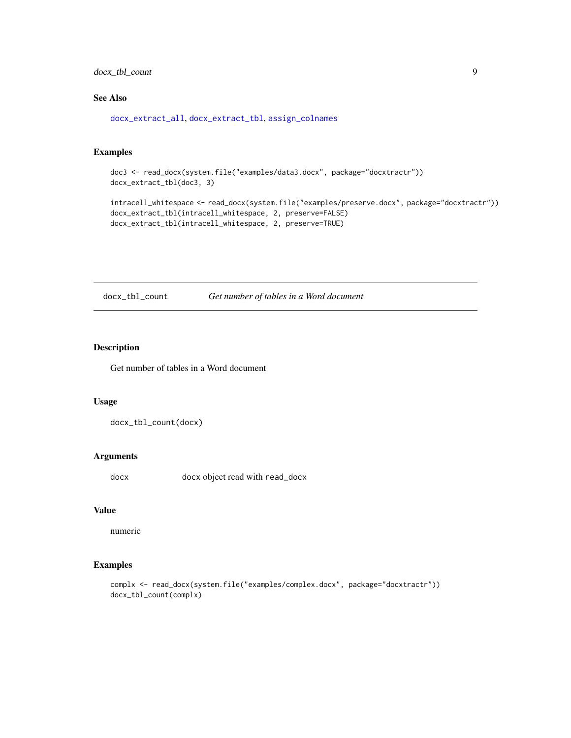### See Also

docx_extract_all, docx_extract_tbl, assign_colnames

### Examples

```
doc3 <- read_docx(system.file("examples/data3.docx", package="docxtractr"))
docx_extract_tbl(doc3, 3)

intracell_whitespace <- read_docx(system.file("examples/preserve.docx", package="docxtractr"))
docx_extract_tbl(intracell_whitespace, 2, preserve=FALSE)
docx_extract_tbl(intracell_whitespace, 2, preserve=TRUE)
```

---

## docx_tbl_count *Get number of tables in a Word document*

### Description

Get number of tables in a Word document

### Usage

```
docx_tbl_count(docx)
```

### Arguments

| | |
|---|---|
| docx | docx object read with read_docx |

### Value

numeric

### Examples

```
complx <- read_docx(system.file("examples/complex.docx", package="docxtractr"))
docx_tbl_count(complx)
```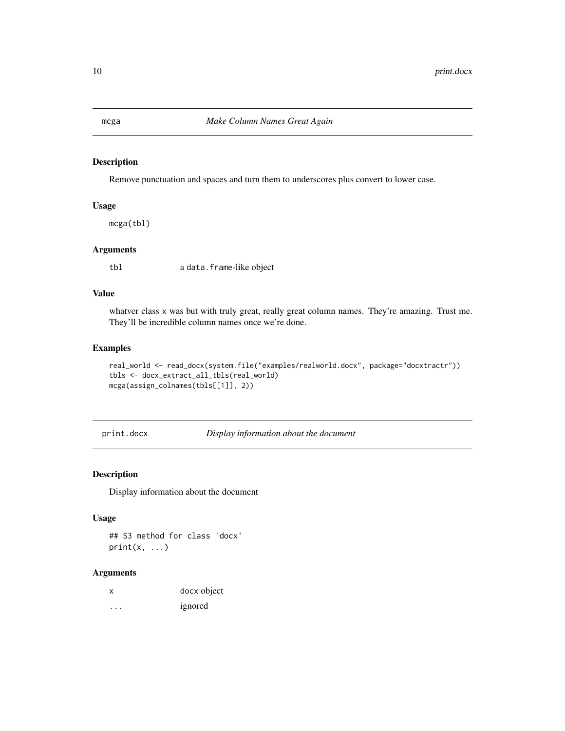## mcga *Make Column Names Great Again*

### Description

Remove punctuation and spaces and turn them to underscores plus convert to lower case.

### Usage

```
mcga(tbl)
```

### Arguments

| | |
|---|---|
| tbl | a data.frame-like object |

### Value

whatver class x was but with truly great, really great column names. They're amazing. Trust me. They'll be incredible column names once we're done.

### Examples

```
real_world <- read_docx(system.file("examples/realworld.docx", package="docxtractr"))
tbls <- docx_extract_all_tbls(real_world)
mcga(assign_colnames(tbls[[1]], 2))
```

## print.docx *Display information about the document*

### Description

Display information about the document

### Usage

```
## S3 method for class 'docx'
print(x, ...)
```

### Arguments

| | |
|---|---|
| x | docx object |
| ... | ignored |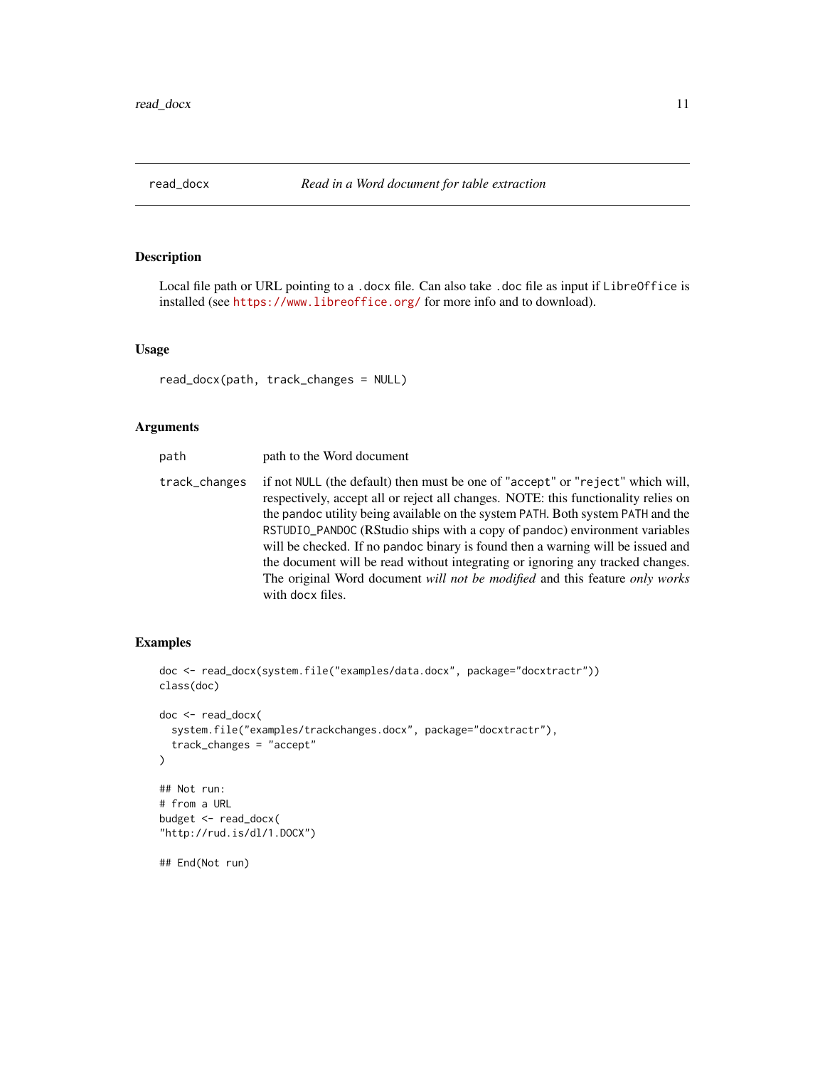## read_docx — *Read in a Word document for table extraction*

### Description

Local file path or URL pointing to a `.docx` file. Can also take `.doc` file as input if `LibreOffice` is installed (see https://www.libreoffice.org/ for more info and to download).

### Usage

```
read_docx(path, track_changes = NULL)
```

### Arguments

| | |
|---|---|
| `path` | path to the Word document |
| `track_changes` | if not `NULL` (the default) then must be one of `"accept"` or `"reject"` which will, respectively, accept all or reject all changes. NOTE: this functionality relies on the pandoc utility being available on the system `PATH`. Both system `PATH` and the `RSTUDIO_PANDOC` (RStudio ships with a copy of pandoc) environment variables will be checked. If no pandoc binary is found then a warning will be issued and the document will be read without integrating or ignoring any tracked changes. The original Word document *will not be modified* and this feature *only works* with docx files. |

### Examples

```
doc <- read_docx(system.file("examples/data.docx", package="docxtractr"))
class(doc)

doc <- read_docx(
  system.file("examples/trackchanges.docx", package="docxtractr"),
  track_changes = "accept"
)

## Not run:
# from a URL
budget <- read_docx(
"http://rud.is/dl/1.DOCX")

## End(Not run)
```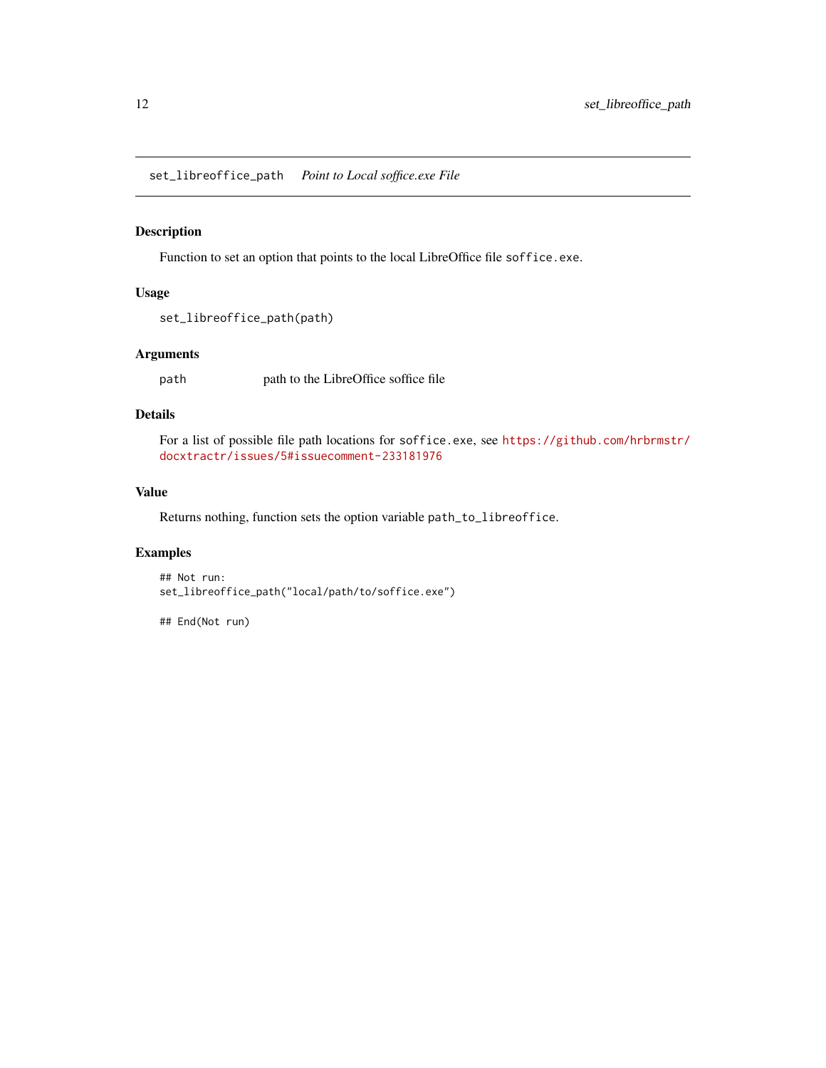## set_libreoffice_path    *Point to Local soffice.exe File*

### Description

Function to set an option that points to the local LibreOffice file `soffice.exe`.

### Usage

```
set_libreoffice_path(path)
```

### Arguments

| | |
|---|---|
| `path` | path to the LibreOffice soffice file |

### Details

For a list of possible file path locations for `soffice.exe`, see https://github.com/hrbrmstr/docxtractr/issues/5#issuecomment-233181976

### Value

Returns nothing, function sets the option variable `path_to_libreoffice`.

### Examples

```
## Not run:
set_libreoffice_path("local/path/to/soffice.exe")

## End(Not run)
```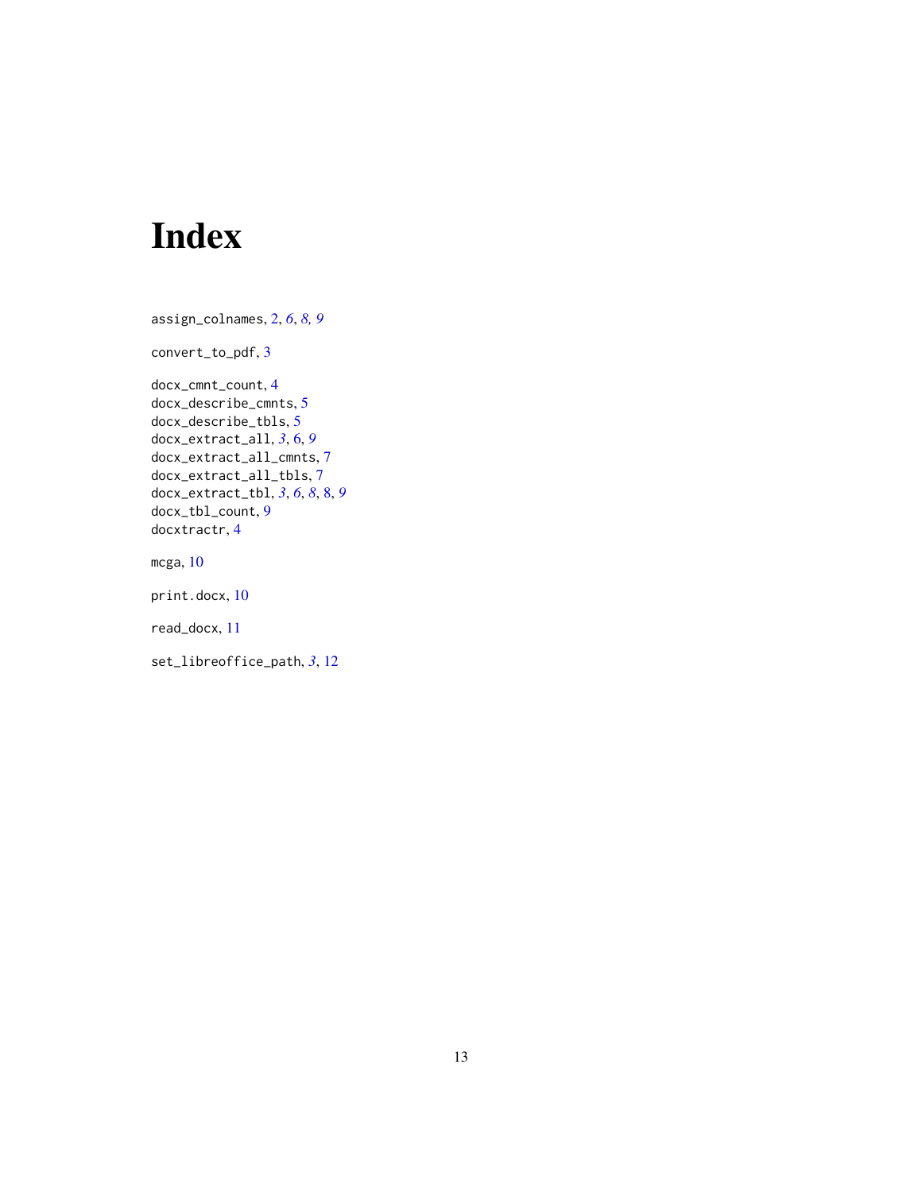# Index

assign_colnames, 2, *6*, *8, 9*

convert_to_pdf, 3

docx_cmnt_count, 4
docx_describe_cmnts, 5
docx_describe_tbls, 5
docx_extract_all, *3*, 6, *9*
docx_extract_all_cmnts, 7
docx_extract_all_tbls, 7
docx_extract_tbl, *3*, *6*, *8*, 8, *9*
docx_tbl_count, 9
docxtractr, 4

mcga, 10

print.docx, 10

read_docx, 11

set_libreoffice_path, *3*, 12